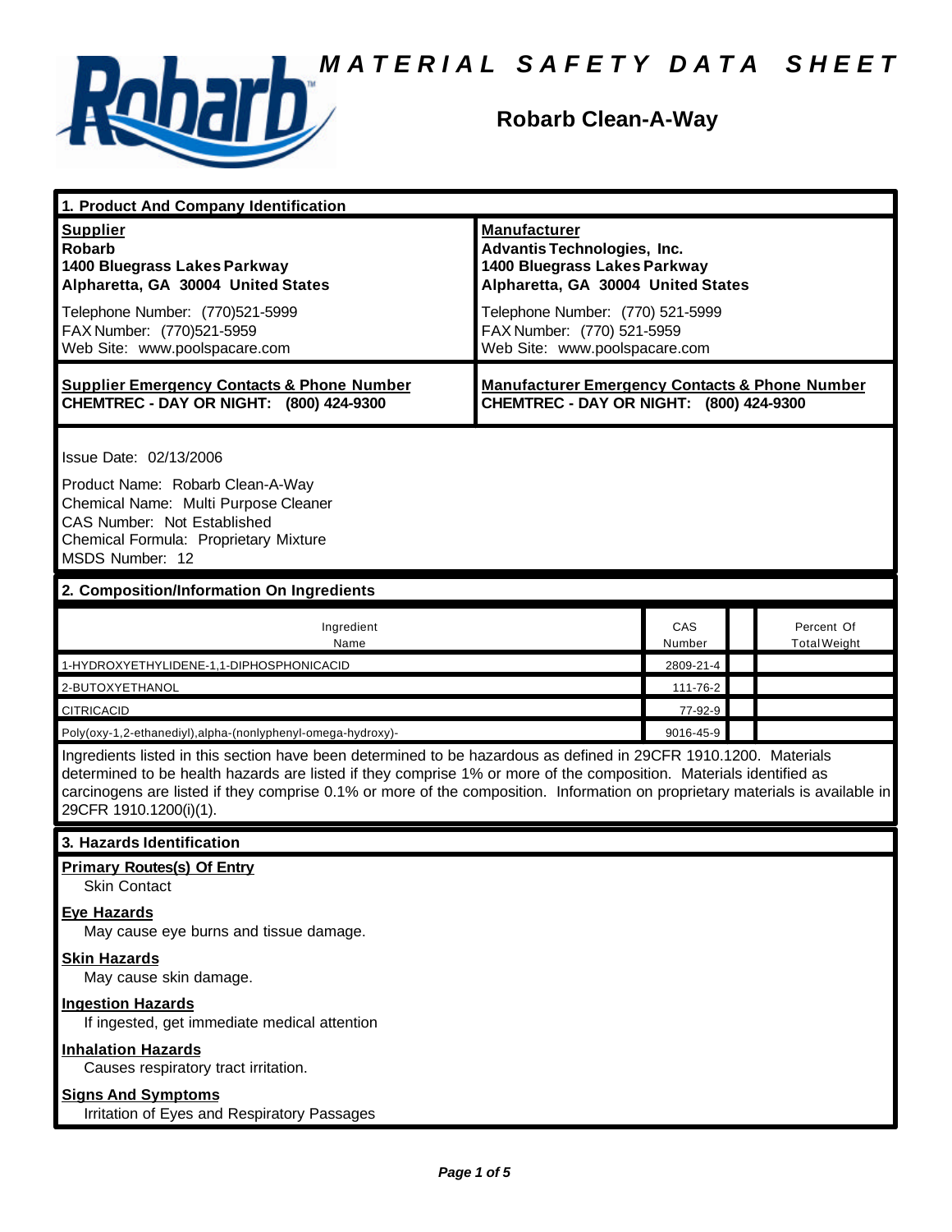# MATERIAL SAFETY DATA SHEET

## Robarb Clean-A-Way

### 1. Product And Company Identification

| **Supplier** | **Manufacturer** |
|---|---|
| **Robarb**<br>**1400 Bluegrass Lakes Parkway**<br>**Alpharetta, GA 30004 United States** | **Advantis Technologies, Inc.**<br>**1400 Bluegrass Lakes Parkway**<br>**Alpharetta, GA 30004 United States** |
| Telephone Number: (770)521-5999<br>FAX Number: (770)521-5959<br>Web Site: www.poolspacare.com | Telephone Number: (770) 521-5999<br>FAX Number: (770) 521-5959<br>Web Site: www.poolspacare.com |
| **Supplier Emergency Contacts & Phone Number**<br>**CHEMTREC - DAY OR NIGHT: (800) 424-9300** | **Manufacturer Emergency Contacts & Phone Number**<br>**CHEMTREC - DAY OR NIGHT: (800) 424-9300** |

Issue Date: 02/13/2006

Product Name: Robarb Clean-A-Way
Chemical Name: Multi Purpose Cleaner
CAS Number: Not Established
Chemical Formula: Proprietary Mixture
MSDS Number: 12

### 2. Composition/Information On Ingredients

| Ingredient Name | CAS Number | | Percent Of Total Weight |
|---|---|---|---|
| 1-HYDROXYETHYLIDENE-1,1-DIPHOSPHONICACID | 2809-21-4 | | |
| 2-BUTOXYETHANOL | 111-76-2 | | |
| CITRICACID | 77-92-9 | | |
| Poly(oxy-1,2-ethanediyl),alpha-(nonlyphenyl-omega-hydroxy)- | 9016-45-9 | | |

Ingredients listed in this section have been determined to be hazardous as defined in 29CFR 1910.1200. Materials determined to be health hazards are listed if they comprise 1% or more of the composition. Materials identified as carcinogens are listed if they comprise 0.1% or more of the composition. Information on proprietary materials is available in 29CFR 1910.1200(i)(1).

### 3. Hazards Identification

**Primary Routes(s) Of Entry**
Skin Contact

**Eye Hazards**
May cause eye burns and tissue damage.

**Skin Hazards**
May cause skin damage.

**Ingestion Hazards**
If ingested, get immediate medical attention

**Inhalation Hazards**
Causes respiratory tract irritation.

**Signs And Symptoms**
Irritation of Eyes and Respiratory Passages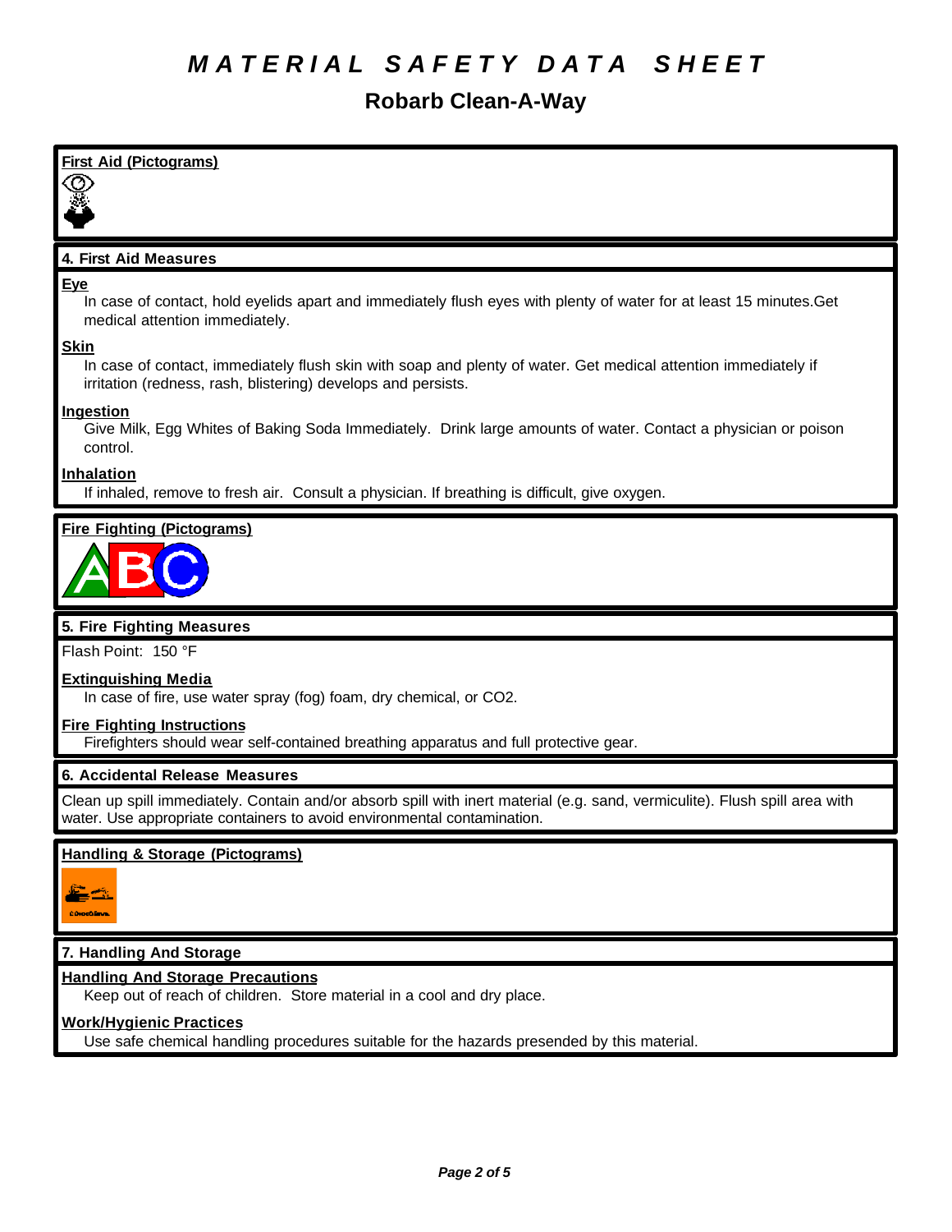# MATERIAL SAFETY DATA SHEET

## Robarb Clean-A-Way

**First Aid (Pictograms)**

### 4. First Aid Measures

**Eye**

In case of contact, hold eyelids apart and immediately flush eyes with plenty of water for at least 15 minutes.Get medical attention immediately.

**Skin**

In case of contact, immediately flush skin with soap and plenty of water. Get medical attention immediately if irritation (redness, rash, blistering) develops and persists.

**Ingestion**

Give Milk, Egg Whites of Baking Soda Immediately. Drink large amounts of water. Contact a physician or poison control.

**Inhalation**

If inhaled, remove to fresh air. Consult a physician. If breathing is difficult, give oxygen.

**Fire Fighting (Pictograms)**

### 5. Fire Fighting Measures

Flash Point: 150 °F

**Extinguishing Media**

In case of fire, use water spray (fog) foam, dry chemical, or $CO_2$.

**Fire Fighting Instructions**

Firefighters should wear self-contained breathing apparatus and full protective gear.

### 6. Accidental Release Measures

Clean up spill immediately. Contain and/or absorb spill with inert material (e.g. sand, vermiculite). Flush spill area with water. Use appropriate containers to avoid environmental contamination.

**Handling & Storage (Pictograms)**

### 7. Handling And Storage

**Handling And Storage Precautions**

Keep out of reach of children. Store material in a cool and dry place.

**Work/Hygienic Practices**

Use safe chemical handling procedures suitable for the hazards presended by this material.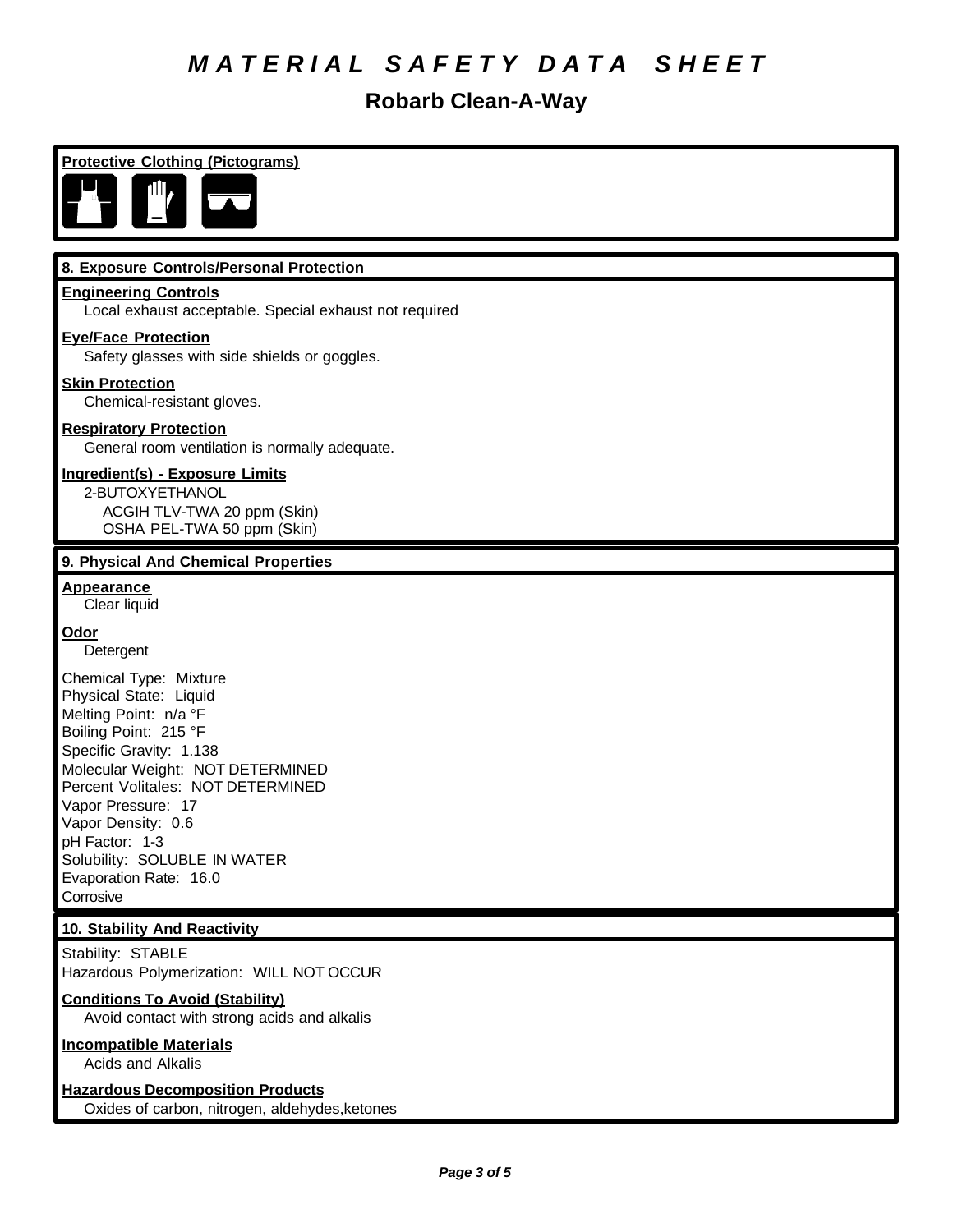# *MATERIAL SAFETY DATA SHEET*

## Robarb Clean-A-Way

**Protective Clothing (Pictograms)**

### 8. Exposure Controls/Personal Protection

**Engineering Controls**

Local exhaust acceptable. Special exhaust not required

**Eye/Face Protection**

Safety glasses with side shields or goggles.

**Skin Protection**

Chemical-resistant gloves.

**Respiratory Protection**

General room ventilation is normally adequate.

**Ingredient(s) - Exposure Limits**

2-BUTOXYETHANOL
ACGIH TLV-TWA 20 ppm (Skin)
OSHA PEL-TWA 50 ppm (Skin)

### 9. Physical And Chemical Properties

**Appearance**

Clear liquid

**Odor**

Detergent

Chemical Type: Mixture
Physical State: Liquid
Melting Point: n/a °F
Boiling Point: 215 °F
Specific Gravity: 1.138
Molecular Weight: NOT DETERMINED
Percent Volitales: NOT DETERMINED
Vapor Pressure: 17
Vapor Density: 0.6
pH Factor: 1-3
Solubility: SOLUBLE IN WATER
Evaporation Rate: 16.0
Corrosive

### 10. Stability And Reactivity

Stability: STABLE
Hazardous Polymerization: WILL NOT OCCUR

**Conditions To Avoid (Stability)**

Avoid contact with strong acids and alkalis

**Incompatible Materials**

Acids and Alkalis

**Hazardous Decomposition Products**

Oxides of carbon, nitrogen, aldehydes,ketones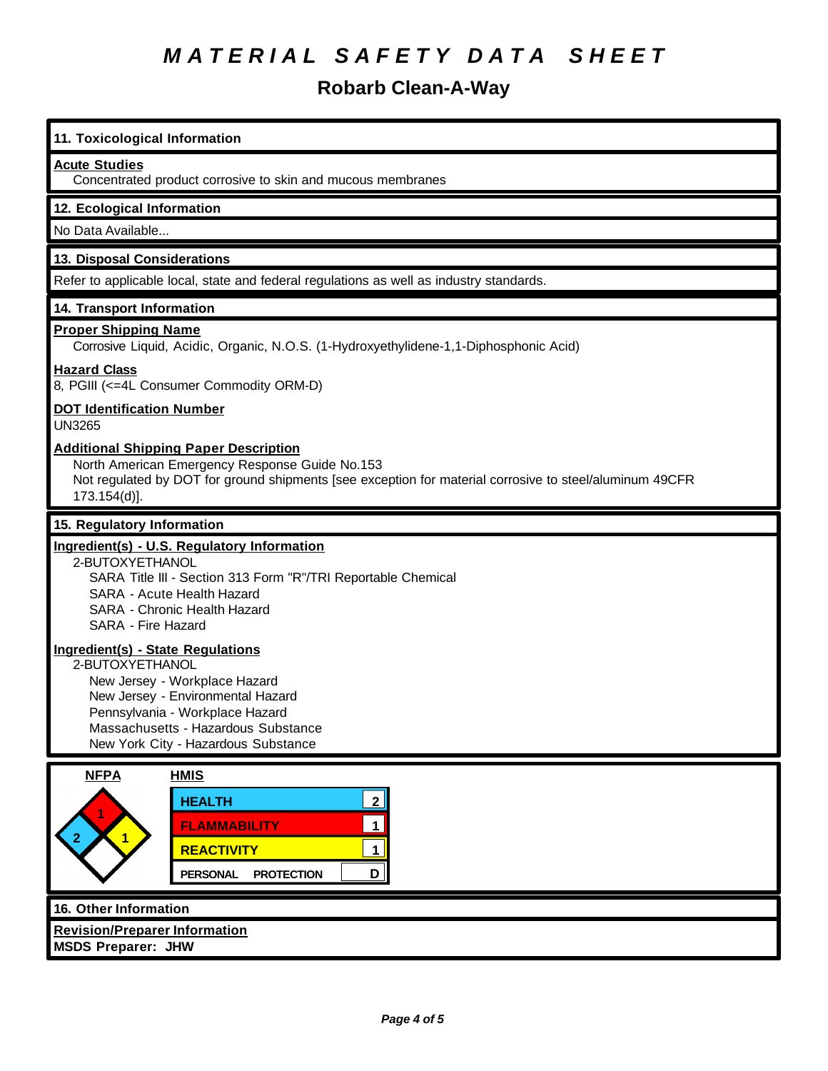# MATERIAL SAFETY DATA SHEET

## Robarb Clean-A-Way

### 11. Toxicological Information

**Acute Studies**

Concentrated product corrosive to skin and mucous membranes

### 12. Ecological Information

No Data Available...

### 13. Disposal Considerations

Refer to applicable local, state and federal regulations as well as industry standards.

### 14. Transport Information

**Proper Shipping Name**

Corrosive Liquid, Acidic, Organic, N.O.S. (1-Hydroxyethylidene-1,1-Diphosphonic Acid)

**Hazard Class**

8, PGIII (<=4L Consumer Commodity ORM-D)

**DOT Identification Number**

UN3265

**Additional Shipping Paper Description**

North American Emergency Response Guide No.153

Not regulated by DOT for ground shipments [see exception for material corrosive to steel/aluminum 49CFR 173.154(d)].

### 15. Regulatory Information

**Ingredient(s) - U.S. Regulatory Information**

2-BUTOXYETHANOL
- SARA Title III - Section 313 Form "R"/TRI Reportable Chemical
- SARA - Acute Health Hazard
- SARA - Chronic Health Hazard
- SARA - Fire Hazard

**Ingredient(s) - State Regulations**

2-BUTOXYETHANOL
- New Jersey - Workplace Hazard
- New Jersey - Environmental Hazard
- Pennsylvania - Workplace Hazard
- Massachusetts - Hazardous Substance
- New York City - Hazardous Substance

**NFPA**

| Health | Flammability | Reactivity | Special |
| --- | --- | --- | --- |
| 2 | 1 | 1 | |

**HMIS**

| HMIS | |
| --- | --- |
| HEALTH | 2 |
| FLAMMABILITY | 1 |
| REACTIVITY | 1 |
| PERSONAL PROTECTION | D |

### 16. Other Information

**Revision/Preparer Information**

**MSDS Preparer: JHW**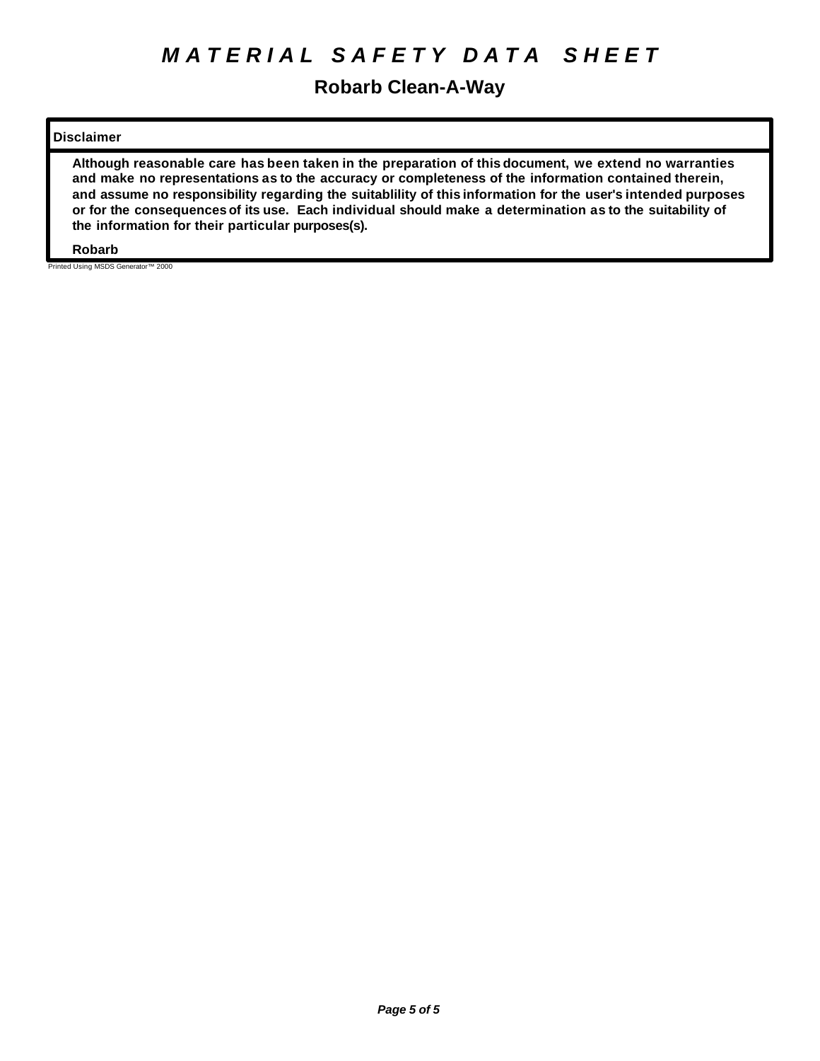# *M A T E R I A L  S A F E T Y  D A T A  S H E E T*

## Robarb Clean-A-Way

**Disclaimer**

**Although reasonable care has been taken in the preparation of this document, we extend no warranties and make no representations as to the accuracy or completeness of the information contained therein, and assume no responsibility regarding the suitablility of this information for the user's intended purposes or for the consequences of its use. Each individual should make a determination as to the suitability of the information for their particular purposes(s).**

**Robarb**

Printed Using MSDS Generator™ 2000